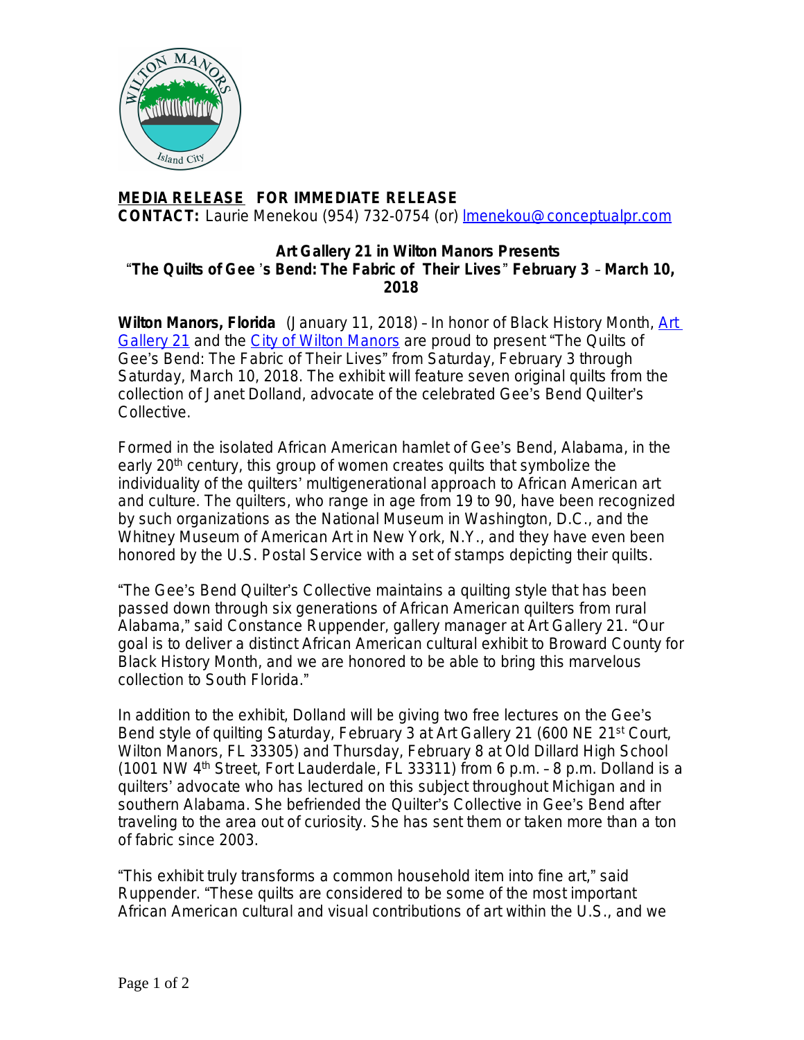**MEDIA RELEASE FOR IMMEDIATE RELEASE**
**CONTACT:** Laurie Menekou (954) 732-0754 (or) lmenekou@conceptualpr.com

## Art Gallery 21 in Wilton Manors Presents "The Quilts of Gee's Bend: The Fabric of Their Lives" February 3 – March 10, 2018

**Wilton Manors, Florida** (January 11, 2018) – In honor of Black History Month, Art Gallery 21 and the City of Wilton Manors are proud to present "The Quilts of Gee's Bend: The Fabric of Their Lives" from Saturday, February 3 through Saturday, March 10, 2018. The exhibit will feature seven original quilts from the collection of Janet Dolland, advocate of the celebrated Gee's Bend Quilter's Collective.

Formed in the isolated African American hamlet of Gee's Bend, Alabama, in the early 20th century, this group of women creates quilts that symbolize the individuality of the quilters' multigenerational approach to African American art and culture. The quilters, who range in age from 19 to 90, have been recognized by such organizations as the National Museum in Washington, D.C., and the Whitney Museum of American Art in New York, N.Y., and they have even been honored by the U.S. Postal Service with a set of stamps depicting their quilts.

"The Gee's Bend Quilter's Collective maintains a quilting style that has been passed down through six generations of African American quilters from rural Alabama," said Constance Ruppender, gallery manager at Art Gallery 21. "Our goal is to deliver a distinct African American cultural exhibit to Broward County for Black History Month, and we are honored to be able to bring this marvelous collection to South Florida."

In addition to the exhibit, Dolland will be giving two free lectures on the Gee's Bend style of quilting Saturday, February 3 at Art Gallery 21 (600 NE 21st Court, Wilton Manors, FL 33305) and Thursday, February 8 at Old Dillard High School (1001 NW 4th Street, Fort Lauderdale, FL 33311) from 6 p.m. – 8 p.m. Dolland is a quilters' advocate who has lectured on this subject throughout Michigan and in southern Alabama. She befriended the Quilter's Collective in Gee's Bend after traveling to the area out of curiosity. She has sent them or taken more than a ton of fabric since 2003.

"This exhibit truly transforms a common household item into fine art," said Ruppender. "These quilts are considered to be some of the most important African American cultural and visual contributions of art within the U.S., and we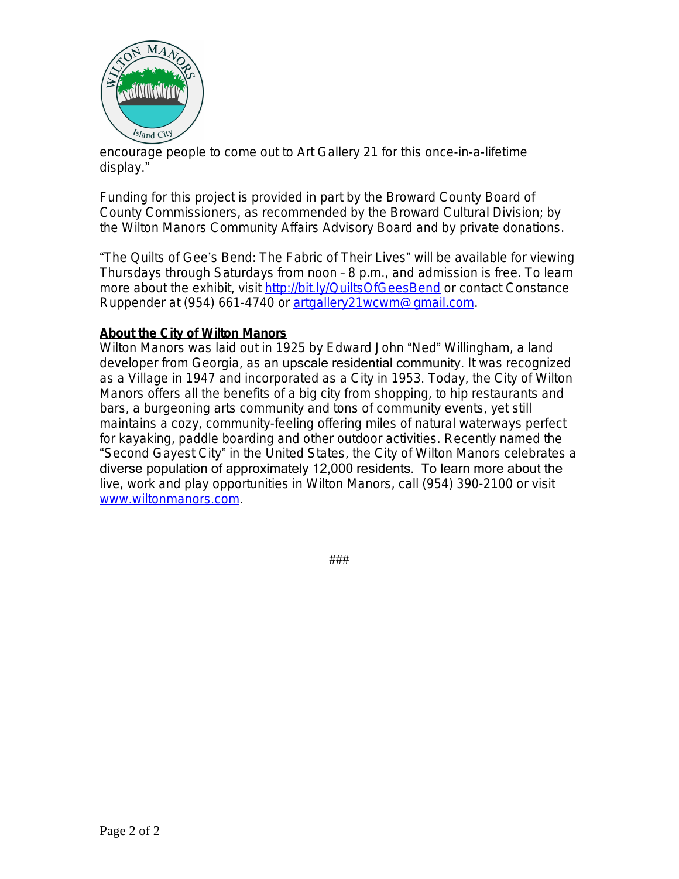encourage people to come out to Art Gallery 21 for this once-in-a-lifetime display."

Funding for this project is provided in part by the Broward County Board of County Commissioners, as recommended by the Broward Cultural Division; by the Wilton Manors Community Affairs Advisory Board and by private donations.

"The Quilts of Gee's Bend: The Fabric of Their Lives" will be available for viewing Thursdays through Saturdays from noon – 8 p.m., and admission is free. To learn more about the exhibit, visit http://bit.ly/QuiltsOfGeesBend or contact Constance Ruppender at (954) 661-4740 or artgallery21wcwm@gmail.com.

**About the City of Wilton Manors**

Wilton Manors was laid out in 1925 by Edward John "Ned" Willingham, a land developer from Georgia, as an upscale residential community. It was recognized as a Village in 1947 and incorporated as a City in 1953. Today, the City of Wilton Manors offers all the benefits of a big city from shopping, to hip restaurants and bars, a burgeoning arts community and tons of community events, yet still maintains a cozy, community-feeling offering miles of natural waterways perfect for kayaking, paddle boarding and other outdoor activities. Recently named the "Second Gayest City" in the United States, the City of Wilton Manors celebrates a diverse population of approximately 12,000 residents. To learn more about the live, work and play opportunities in Wilton Manors, call (954) 390-2100 or visit www.wiltonmanors.com.

###